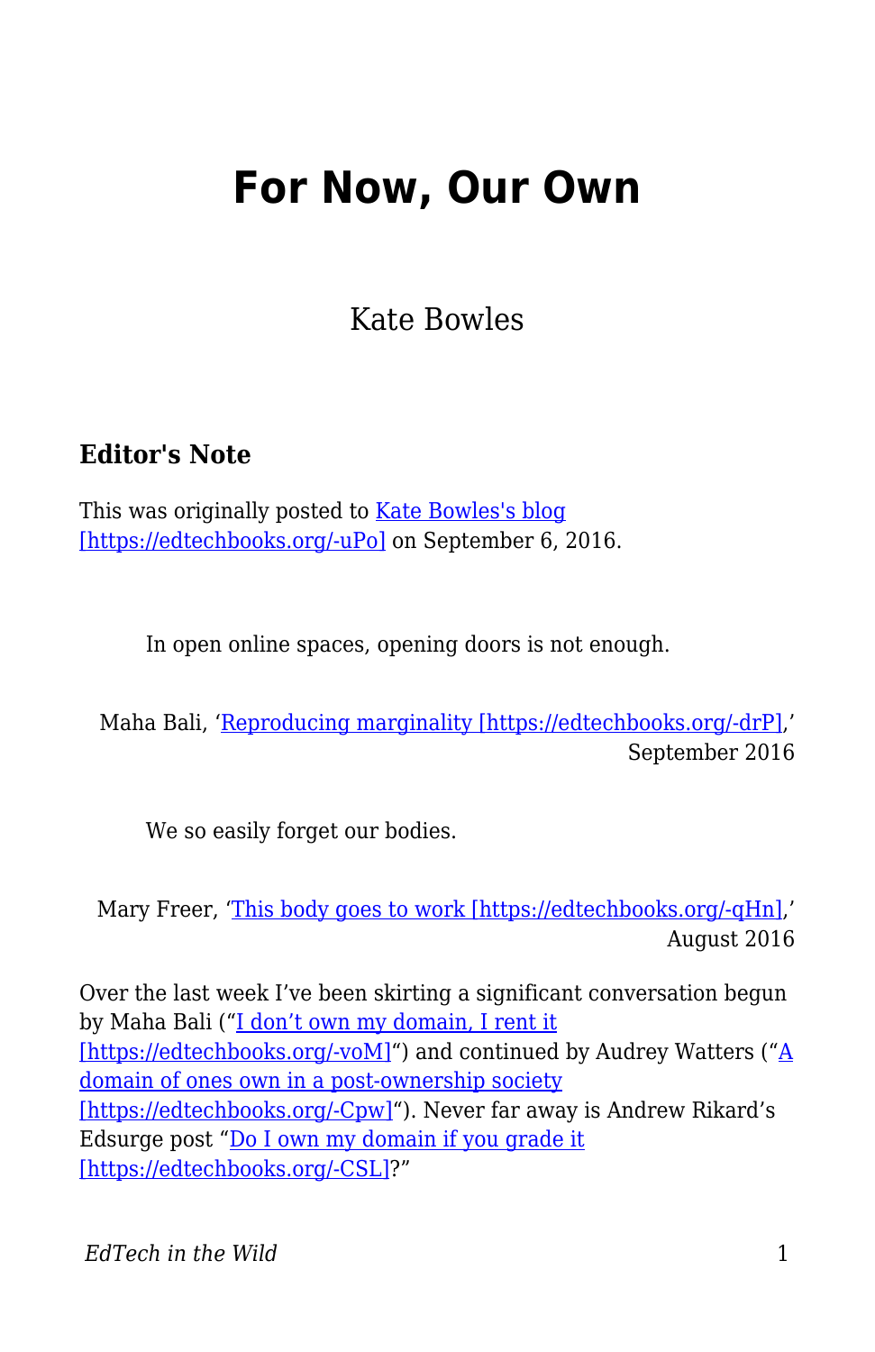# For Now, Our Own

Kate Bowles

### Editor's Note

This was originally posted to [Kate Bowles's blog [https://edtechbooks.org/-uPo]](https://edtechbooks.org/-uPo) on September 6, 2016.

> In open online spaces, opening doors is not enough.
>
> Maha Bali, '[Reproducing marginality [https://edtechbooks.org/-drP]](https://edtechbooks.org/-drP),' September 2016

> We so easily forget our bodies.
>
> Mary Freer, '[This body goes to work [https://edtechbooks.org/-qHn]](https://edtechbooks.org/-qHn),' August 2016

Over the last week I've been skirting a significant conversation begun by Maha Bali ("[I don't own my domain, I rent it [https://edtechbooks.org/-voM]](https://edtechbooks.org/-voM)") and continued by Audrey Watters ("[A domain of ones own in a post-ownership society [https://edtechbooks.org/-Cpw]](https://edtechbooks.org/-Cpw)"). Never far away is Andrew Rikard's Edsurge post "[Do I own my domain if you grade it [https://edtechbooks.org/-CSL]](https://edtechbooks.org/-CSL)?"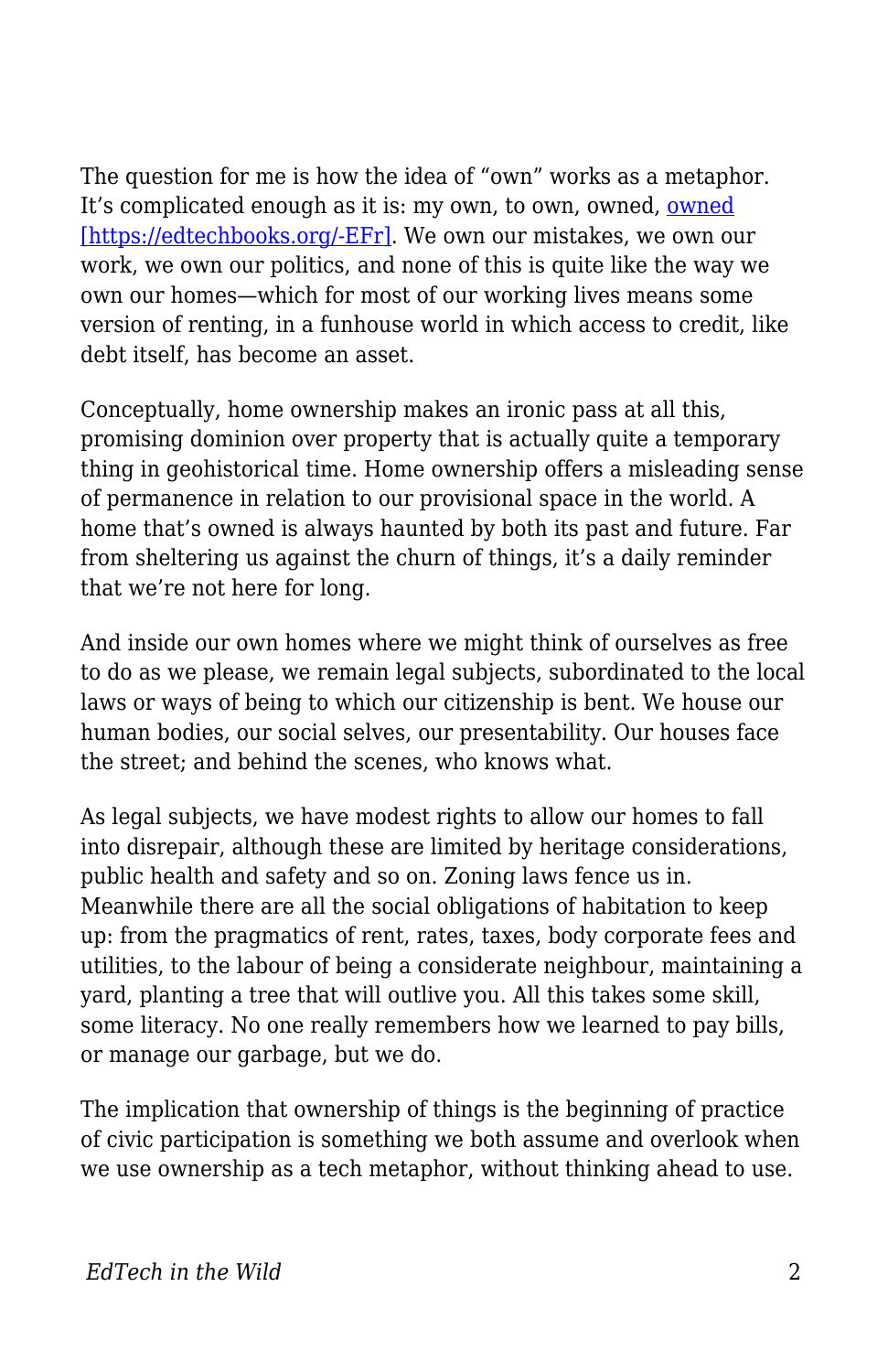The question for me is how the idea of "own" works as a metaphor. It's complicated enough as it is: my own, to own, owned, [owned [https://edtechbooks.org/-EFr]](https://edtechbooks.org/-EFr). We own our mistakes, we own our work, we own our politics, and none of this is quite like the way we own our homes—which for most of our working lives means some version of renting, in a funhouse world in which access to credit, like debt itself, has become an asset.

Conceptually, home ownership makes an ironic pass at all this, promising dominion over property that is actually quite a temporary thing in geohistorical time. Home ownership offers a misleading sense of permanence in relation to our provisional space in the world. A home that's owned is always haunted by both its past and future. Far from sheltering us against the churn of things, it's a daily reminder that we're not here for long.

And inside our own homes where we might think of ourselves as free to do as we please, we remain legal subjects, subordinated to the local laws or ways of being to which our citizenship is bent. We house our human bodies, our social selves, our presentability. Our houses face the street; and behind the scenes, who knows what.

As legal subjects, we have modest rights to allow our homes to fall into disrepair, although these are limited by heritage considerations, public health and safety and so on. Zoning laws fence us in. Meanwhile there are all the social obligations of habitation to keep up: from the pragmatics of rent, rates, taxes, body corporate fees and utilities, to the labour of being a considerate neighbour, maintaining a yard, planting a tree that will outlive you. All this takes some skill, some literacy. No one really remembers how we learned to pay bills, or manage our garbage, but we do.

The implication that ownership of things is the beginning of practice of civic participation is something we both assume and overlook when we use ownership as a tech metaphor, without thinking ahead to use.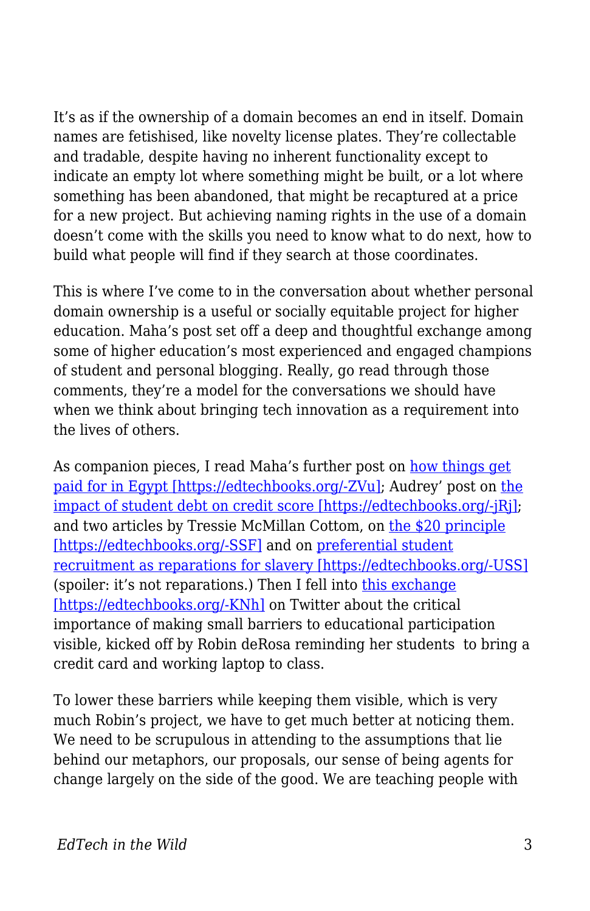It's as if the ownership of a domain becomes an end in itself. Domain names are fetishised, like novelty license plates. They're collectable and tradable, despite having no inherent functionality except to indicate an empty lot where something might be built, or a lot where something has been abandoned, that might be recaptured at a price for a new project. But achieving naming rights in the use of a domain doesn't come with the skills you need to know what to do next, how to build what people will find if they search at those coordinates.

This is where I've come to in the conversation about whether personal domain ownership is a useful or socially equitable project for higher education. Maha's post set off a deep and thoughtful exchange among some of higher education's most experienced and engaged champions of student and personal blogging. Really, go read through those comments, they're a model for the conversations we should have when we think about bringing tech innovation as a requirement into the lives of others.

As companion pieces, I read Maha's further post on [how things get paid for in Egypt [https://edtechbooks.org/-ZVu]](https://edtechbooks.org/-ZVu); Audrey' post on [the impact of student debt on credit score [https://edtechbooks.org/-jRj]](https://edtechbooks.org/-jRj); and two articles by Tressie McMillan Cottom, on [the $20 principle [https://edtechbooks.org/-SSF]](https://edtechbooks.org/-SSF) and on [preferential student recruitment as reparations for slavery [https://edtechbooks.org/-USS]](https://edtechbooks.org/-USS) (spoiler: it's not reparations.) Then I fell into [this exchange [https://edtechbooks.org/-KNh]](https://edtechbooks.org/-KNh) on Twitter about the critical importance of making small barriers to educational participation visible, kicked off by Robin deRosa reminding her students to bring a credit card and working laptop to class.

To lower these barriers while keeping them visible, which is very much Robin's project, we have to get much better at noticing them. We need to be scrupulous in attending to the assumptions that lie behind our metaphors, our proposals, our sense of being agents for change largely on the side of the good. We are teaching people with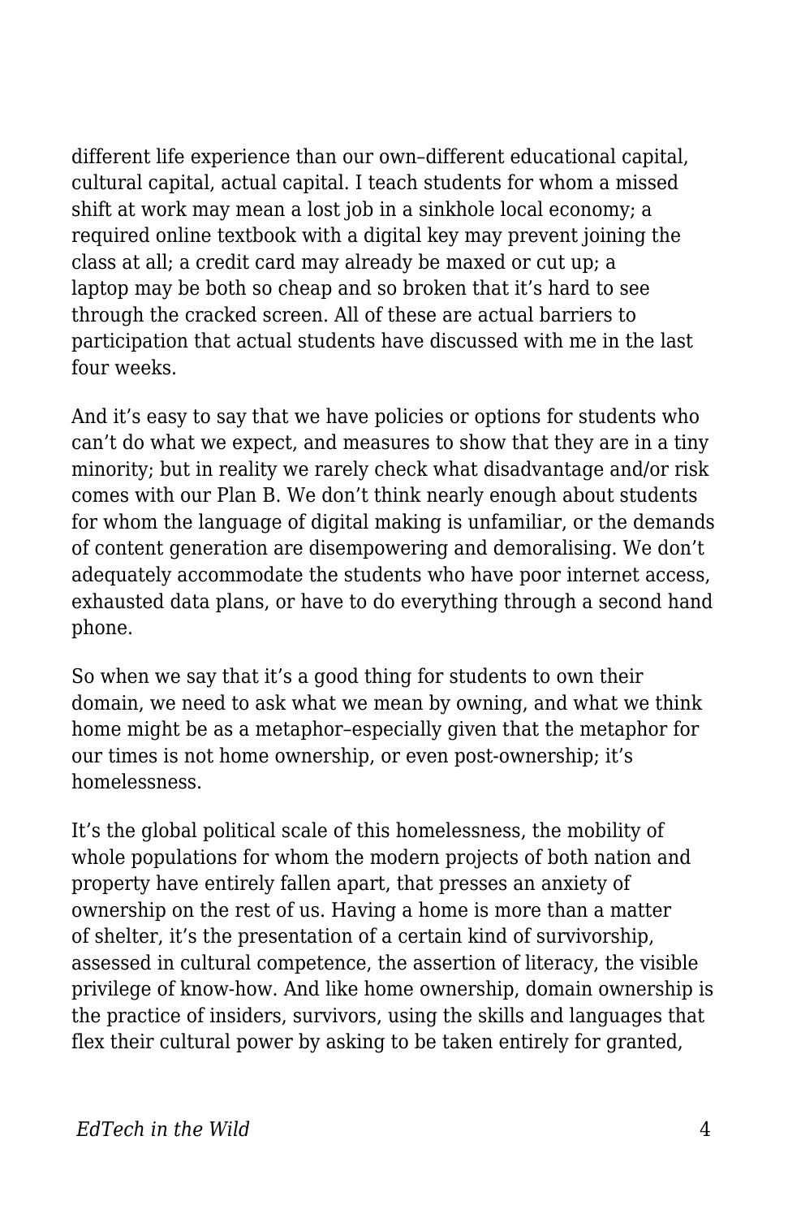different life experience than our own–different educational capital, cultural capital, actual capital. I teach students for whom a missed shift at work may mean a lost job in a sinkhole local economy; a required online textbook with a digital key may prevent joining the class at all; a credit card may already be maxed or cut up; a laptop may be both so cheap and so broken that it's hard to see through the cracked screen. All of these are actual barriers to participation that actual students have discussed with me in the last four weeks.

And it's easy to say that we have policies or options for students who can't do what we expect, and measures to show that they are in a tiny minority; but in reality we rarely check what disadvantage and/or risk comes with our Plan B. We don't think nearly enough about students for whom the language of digital making is unfamiliar, or the demands of content generation are disempowering and demoralising. We don't adequately accommodate the students who have poor internet access, exhausted data plans, or have to do everything through a second hand phone.

So when we say that it's a good thing for students to own their domain, we need to ask what we mean by owning, and what we think home might be as a metaphor–especially given that the metaphor for our times is not home ownership, or even post-ownership; it's homelessness.

It's the global political scale of this homelessness, the mobility of whole populations for whom the modern projects of both nation and property have entirely fallen apart, that presses an anxiety of ownership on the rest of us. Having a home is more than a matter of shelter, it's the presentation of a certain kind of survivorship, assessed in cultural competence, the assertion of literacy, the visible privilege of know-how. And like home ownership, domain ownership is the practice of insiders, survivors, using the skills and languages that flex their cultural power by asking to be taken entirely for granted,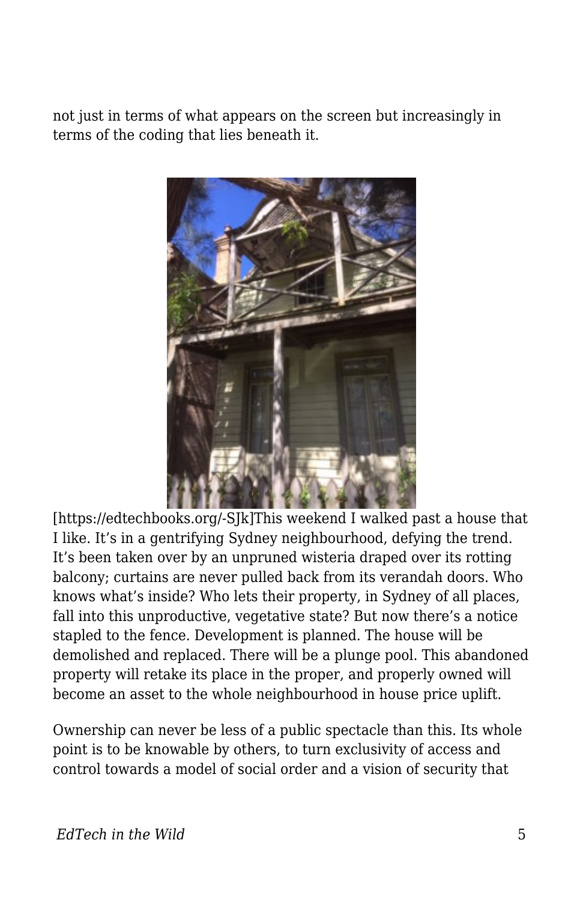not just in terms of what appears on the screen but increasingly in terms of the coding that lies beneath it.

[https://edtechbooks.org/-SJk]This weekend I walked past a house that I like. It's in a gentrifying Sydney neighbourhood, defying the trend. It's been taken over by an unpruned wisteria draped over its rotting balcony; curtains are never pulled back from its verandah doors. Who knows what's inside? Who lets their property, in Sydney of all places, fall into this unproductive, vegetative state? But now there's a notice stapled to the fence. Development is planned. The house will be demolished and replaced. There will be a plunge pool. This abandoned property will retake its place in the proper, and properly owned will become an asset to the whole neighbourhood in house price uplift.

Ownership can never be less of a public spectacle than this. Its whole point is to be knowable by others, to turn exclusivity of access and control towards a model of social order and a vision of security that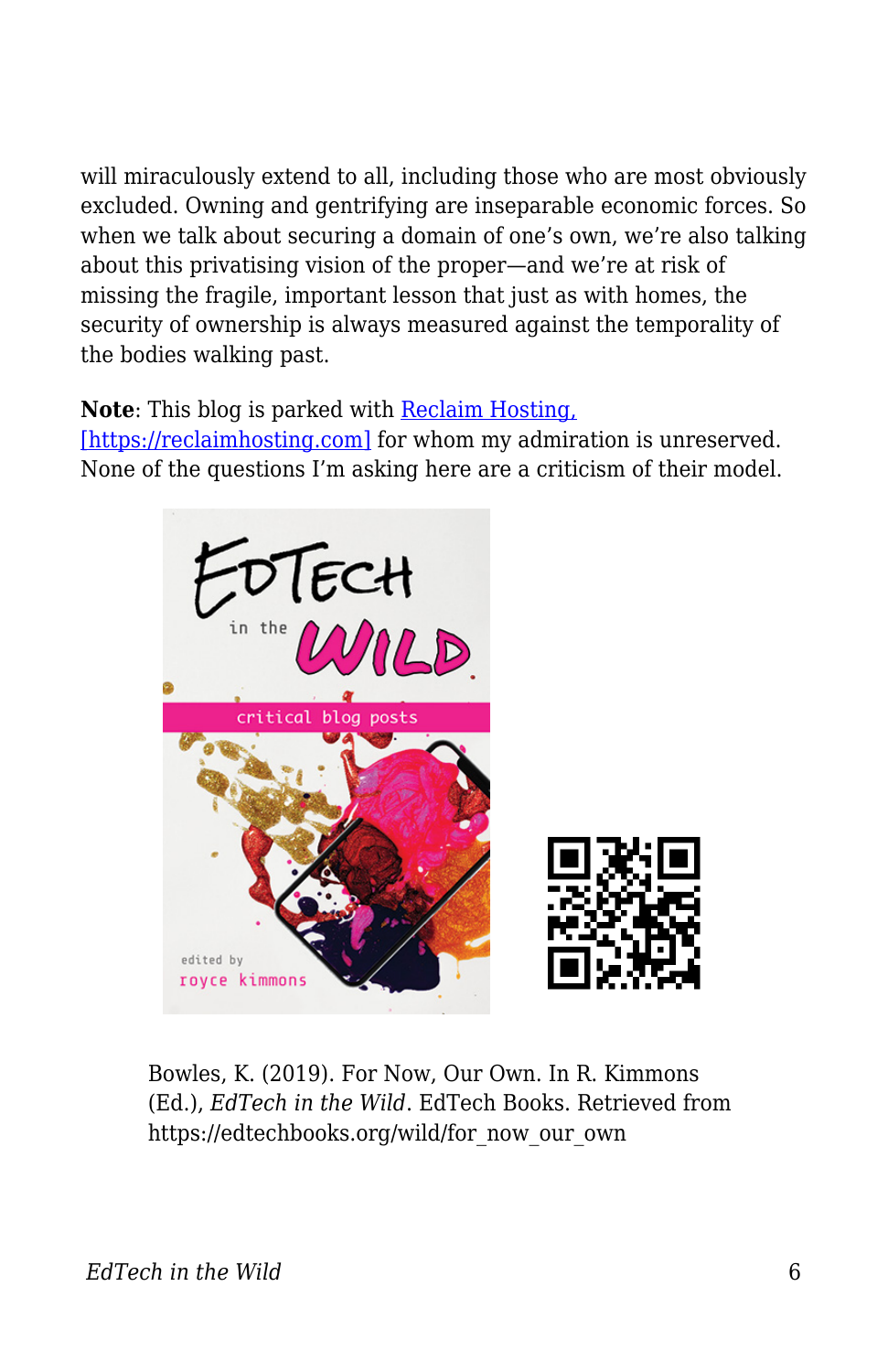will miraculously extend to all, including those who are most obviously excluded. Owning and gentrifying are inseparable economic forces. So when we talk about securing a domain of one's own, we're also talking about this privatising vision of the proper—and we're at risk of missing the fragile, important lesson that just as with homes, the security of ownership is always measured against the temporality of the bodies walking past.

**Note**: This blog is parked with Reclaim Hosting, [https://reclaimhosting.com] for whom my admiration is unreserved. None of the questions I'm asking here are a criticism of their model.

Bowles, K. (2019). For Now, Our Own. In R. Kimmons (Ed.), *EdTech in the Wild*. EdTech Books. Retrieved from https://edtechbooks.org/wild/for_now_our_own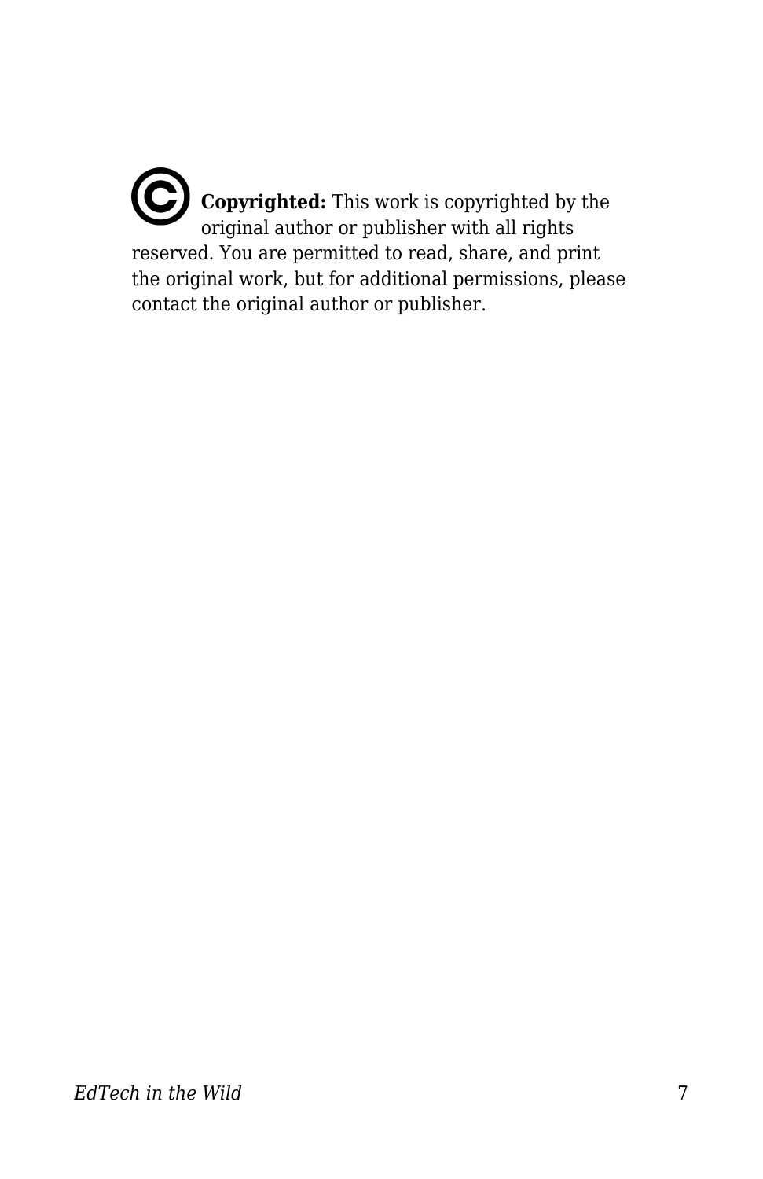© **Copyrighted:** This work is copyrighted by the original author or publisher with all rights reserved. You are permitted to read, share, and print the original work, but for additional permissions, please contact the original author or publisher.